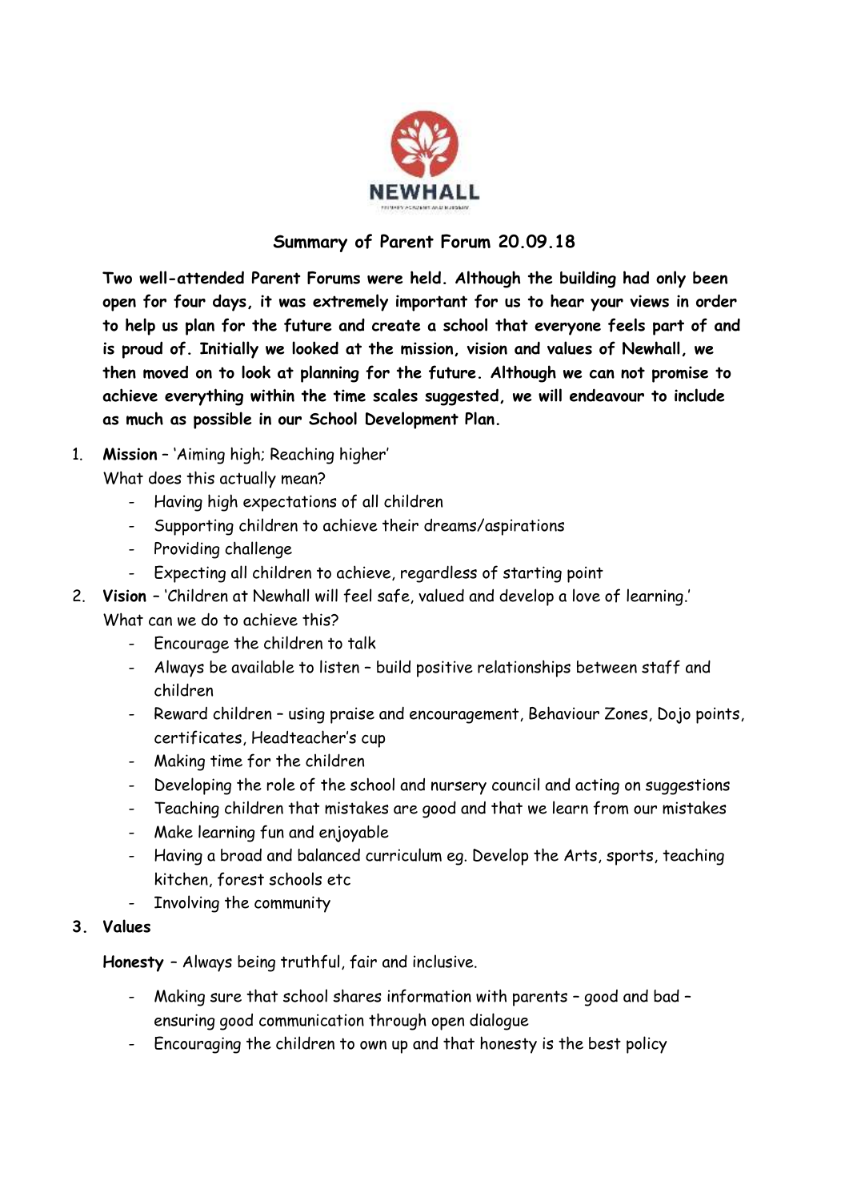NEWHALL

## Summary of Parent Forum 20.09.18

**Two well-attended Parent Forums were held. Although the building had only been open for four days, it was extremely important for us to hear your views in order to help us plan for the future and create a school that everyone feels part of and is proud of. Initially we looked at the mission, vision and values of Newhall, we then moved on to look at planning for the future. Although we can not promise to achieve everything within the time scales suggested, we will endeavour to include as much as possible in our School Development Plan.**

1. **Mission** – 'Aiming high; Reaching higher'
   What does this actually mean?
   - Having high expectations of all children
   - Supporting children to achieve their dreams/aspirations
   - Providing challenge
   - Expecting all children to achieve, regardless of starting point
2. **Vision** – 'Children at Newhall will feel safe, valued and develop a love of learning.'
   What can we do to achieve this?
   - Encourage the children to talk
   - Always be available to listen – build positive relationships between staff and children
   - Reward children – using praise and encouragement, Behaviour Zones, Dojo points, certificates, Headteacher's cup
   - Making time for the children
   - Developing the role of the school and nursery council and acting on suggestions
   - Teaching children that mistakes are good and that we learn from our mistakes
   - Make learning fun and enjoyable
   - Having a broad and balanced curriculum eg. Develop the Arts, sports, teaching kitchen, forest schools etc
   - Involving the community
3. **Values**

   **Honesty** – Always being truthful, fair and inclusive.

   - Making sure that school shares information with parents – good and bad – ensuring good communication through open dialogue
   - Encouraging the children to own up and that honesty is the best policy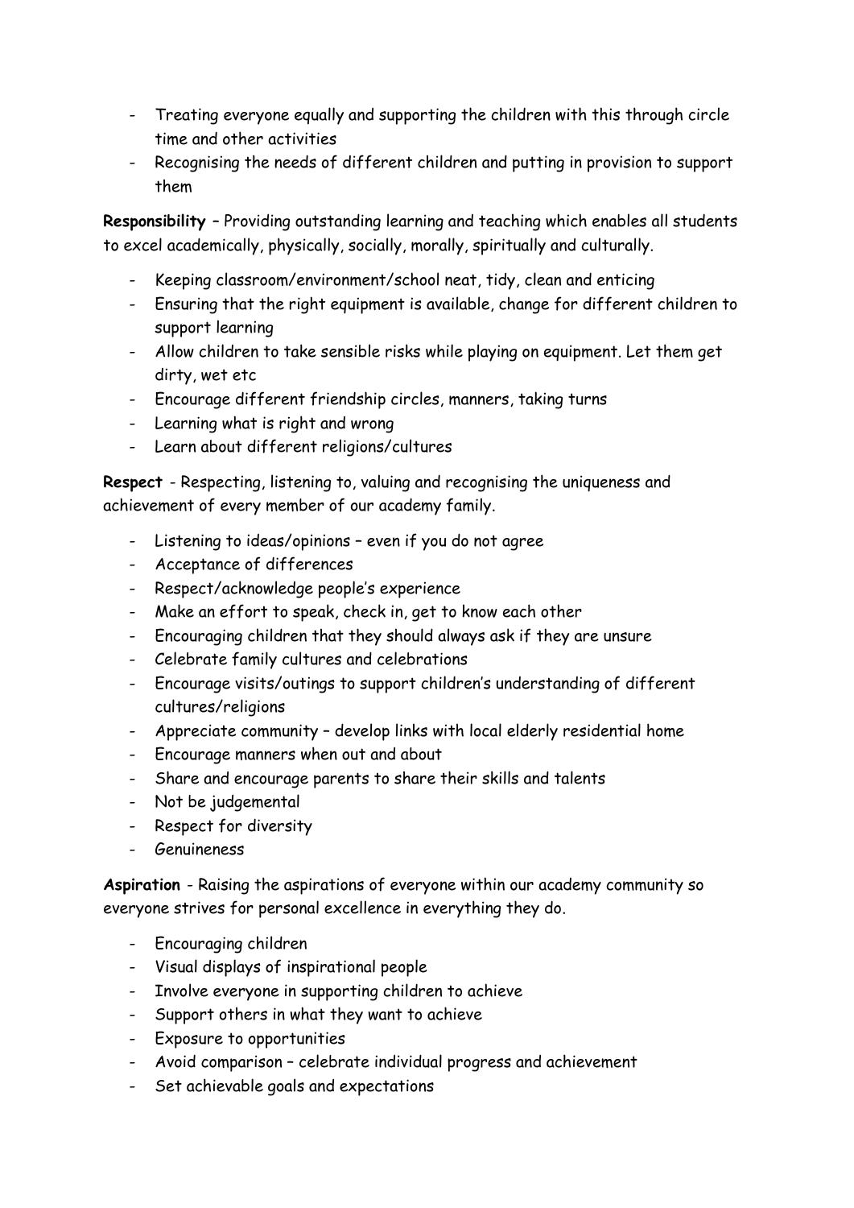- Treating everyone equally and supporting the children with this through circle time and other activities
- Recognising the needs of different children and putting in provision to support them

**Responsibility** – Providing outstanding learning and teaching which enables all students to excel academically, physically, socially, morally, spiritually and culturally.

- Keeping classroom/environment/school neat, tidy, clean and enticing
- Ensuring that the right equipment is available, change for different children to support learning
- Allow children to take sensible risks while playing on equipment. Let them get dirty, wet etc
- Encourage different friendship circles, manners, taking turns
- Learning what is right and wrong
- Learn about different religions/cultures

**Respect** - Respecting, listening to, valuing and recognising the uniqueness and achievement of every member of our academy family.

- Listening to ideas/opinions – even if you do not agree
- Acceptance of differences
- Respect/acknowledge people's experience
- Make an effort to speak, check in, get to know each other
- Encouraging children that they should always ask if they are unsure
- Celebrate family cultures and celebrations
- Encourage visits/outings to support children's understanding of different cultures/religions
- Appreciate community – develop links with local elderly residential home
- Encourage manners when out and about
- Share and encourage parents to share their skills and talents
- Not be judgemental
- Respect for diversity
- Genuineness

**Aspiration** - Raising the aspirations of everyone within our academy community so everyone strives for personal excellence in everything they do.

- Encouraging children
- Visual displays of inspirational people
- Involve everyone in supporting children to achieve
- Support others in what they want to achieve
- Exposure to opportunities
- Avoid comparison – celebrate individual progress and achievement
- Set achievable goals and expectations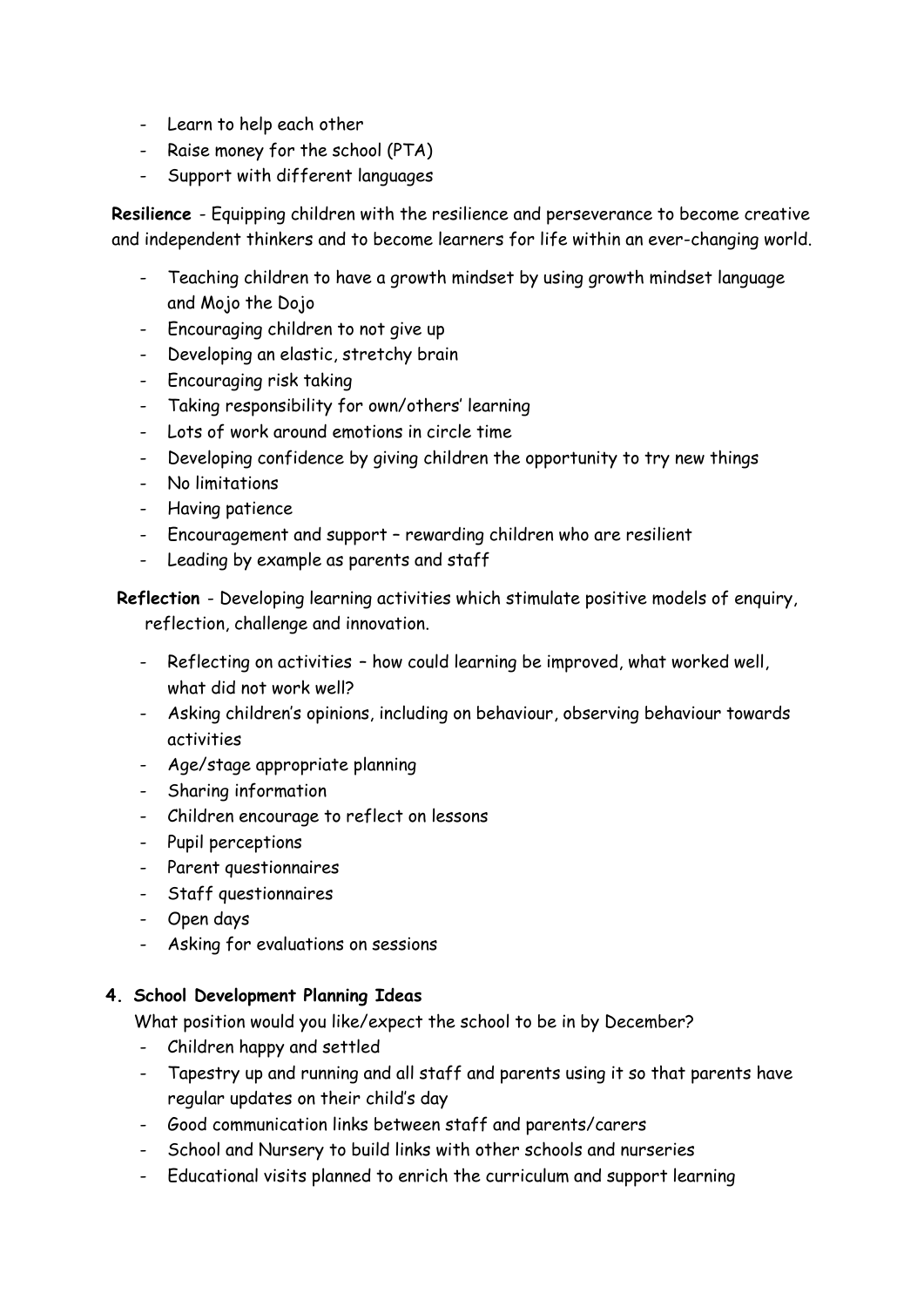- Learn to help each other
- Raise money for the school (PTA)
- Support with different languages

**Resilience** - Equipping children with the resilience and perseverance to become creative and independent thinkers and to become learners for life within an ever-changing world.

- Teaching children to have a growth mindset by using growth mindset language and Mojo the Dojo
- Encouraging children to not give up
- Developing an elastic, stretchy brain
- Encouraging risk taking
- Taking responsibility for own/others' learning
- Lots of work around emotions in circle time
- Developing confidence by giving children the opportunity to try new things
- No limitations
- Having patience
- Encouragement and support – rewarding children who are resilient
- Leading by example as parents and staff

**Reflection** - Developing learning activities which stimulate positive models of enquiry, reflection, challenge and innovation.

- Reflecting on activities – how could learning be improved, what worked well, what did not work well?
- Asking children's opinions, including on behaviour, observing behaviour towards activities
- Age/stage appropriate planning
- Sharing information
- Children encourage to reflect on lessons
- Pupil perceptions
- Parent questionnaires
- Staff questionnaires
- Open days
- Asking for evaluations on sessions

**4. School Development Planning Ideas**

What position would you like/expect the school to be in by December?

- Children happy and settled
- Tapestry up and running and all staff and parents using it so that parents have regular updates on their child's day
- Good communication links between staff and parents/carers
- School and Nursery to build links with other schools and nurseries
- Educational visits planned to enrich the curriculum and support learning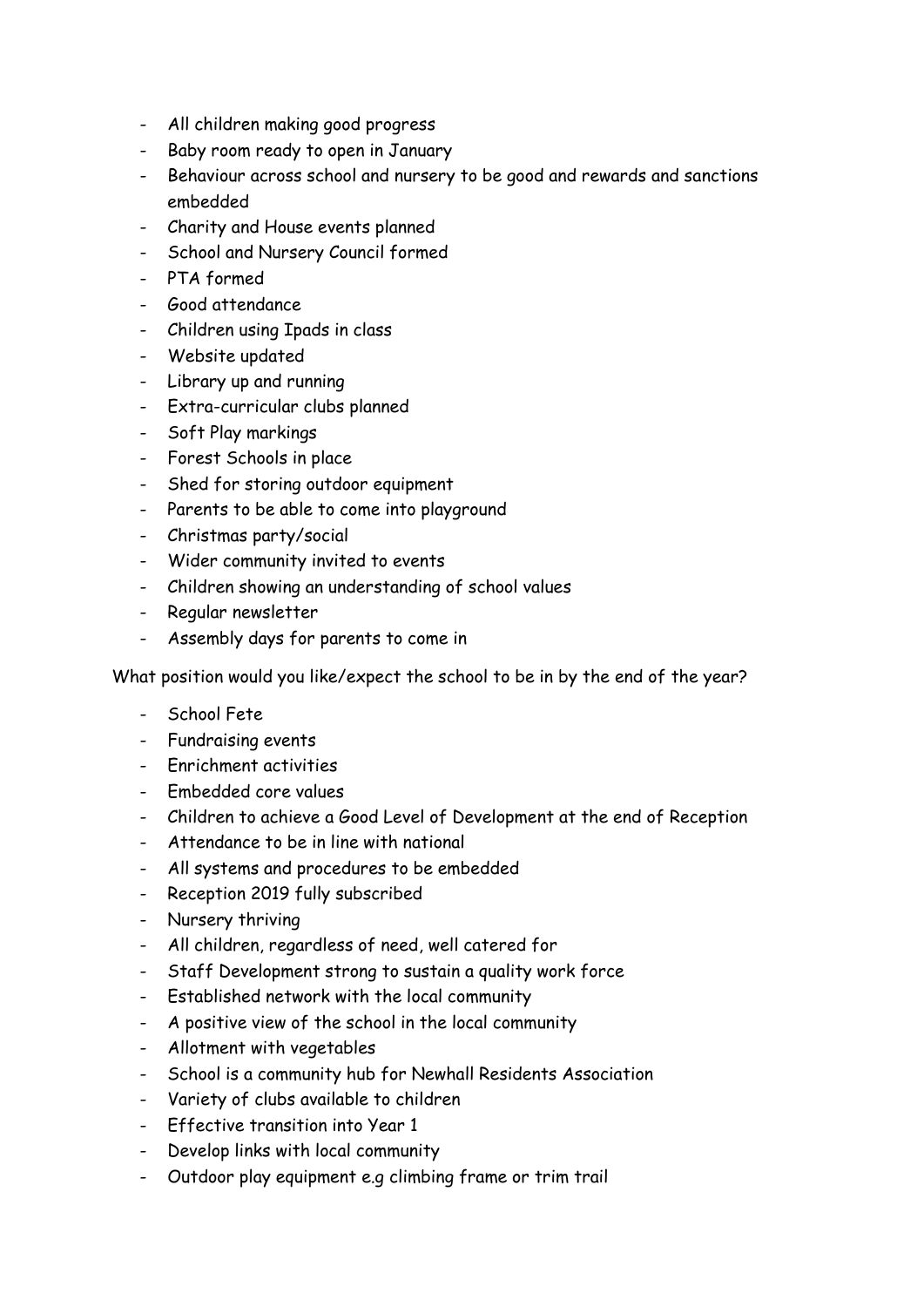- All children making good progress
- Baby room ready to open in January
- Behaviour across school and nursery to be good and rewards and sanctions embedded
- Charity and House events planned
- School and Nursery Council formed
- PTA formed
- Good attendance
- Children using Ipads in class
- Website updated
- Library up and running
- Extra-curricular clubs planned
- Soft Play markings
- Forest Schools in place
- Shed for storing outdoor equipment
- Parents to be able to come into playground
- Christmas party/social
- Wider community invited to events
- Children showing an understanding of school values
- Regular newsletter
- Assembly days for parents to come in

What position would you like/expect the school to be in by the end of the year?

- School Fete
- Fundraising events
- Enrichment activities
- Embedded core values
- Children to achieve a Good Level of Development at the end of Reception
- Attendance to be in line with national
- All systems and procedures to be embedded
- Reception 2019 fully subscribed
- Nursery thriving
- All children, regardless of need, well catered for
- Staff Development strong to sustain a quality work force
- Established network with the local community
- A positive view of the school in the local community
- Allotment with vegetables
- School is a community hub for Newhall Residents Association
- Variety of clubs available to children
- Effective transition into Year 1
- Develop links with local community
- Outdoor play equipment e.g climbing frame or trim trail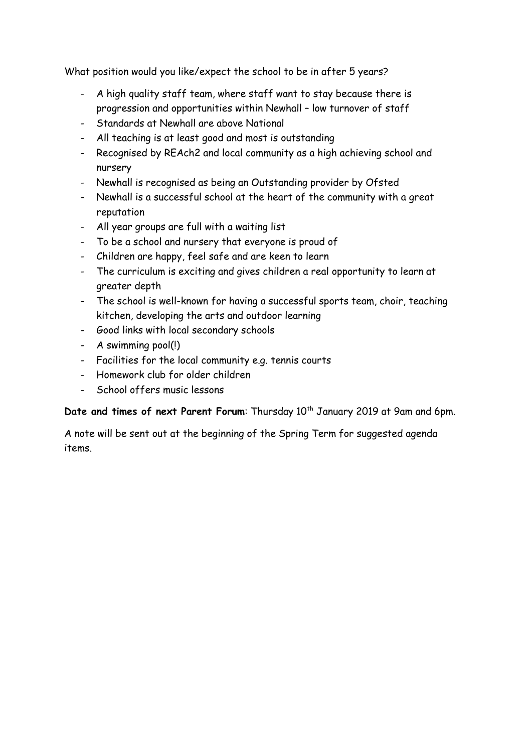What position would you like/expect the school to be in after 5 years?

- A high quality staff team, where staff want to stay because there is progression and opportunities within Newhall – low turnover of staff
- Standards at Newhall are above National
- All teaching is at least good and most is outstanding
- Recognised by REAch2 and local community as a high achieving school and nursery
- Newhall is recognised as being an Outstanding provider by Ofsted
- Newhall is a successful school at the heart of the community with a great reputation
- All year groups are full with a waiting list
- To be a school and nursery that everyone is proud of
- Children are happy, feel safe and are keen to learn
- The curriculum is exciting and gives children a real opportunity to learn at greater depth
- The school is well-known for having a successful sports team, choir, teaching kitchen, developing the arts and outdoor learning
- Good links with local secondary schools
- A swimming pool(!)
- Facilities for the local community e.g. tennis courts
- Homework club for older children
- School offers music lessons

**Date and times of next Parent Forum**: Thursday 10th January 2019 at 9am and 6pm.

A note will be sent out at the beginning of the Spring Term for suggested agenda items.